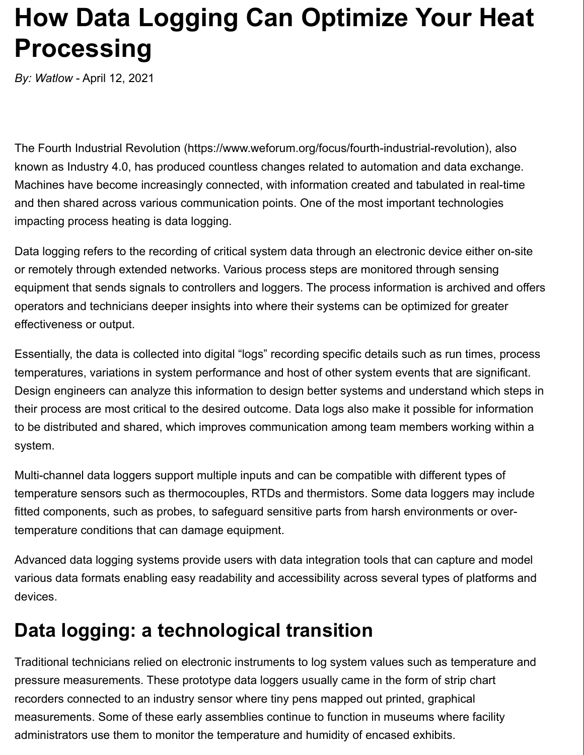# How Data Logging Can Optimize Your Heat Processing

*By: Watlow* - April 12, 2021

The Fourth Industrial Revolution (https://www.weforum.org/focus/fourth-industrial-revolution), also known as Industry 4.0, has produced countless changes related to automation and data exchange. Machines have become increasingly connected, with information created and tabulated in real-time and then shared across various communication points. One of the most important technologies impacting process heating is data logging.

Data logging refers to the recording of critical system data through an electronic device either on-site or remotely through extended networks. Various process steps are monitored through sensing equipment that sends signals to controllers and loggers. The process information is archived and offers operators and technicians deeper insights into where their systems can be optimized for greater effectiveness or output.

Essentially, the data is collected into digital "logs" recording specific details such as run times, process temperatures, variations in system performance and host of other system events that are significant. Design engineers can analyze this information to design better systems and understand which steps in their process are most critical to the desired outcome. Data logs also make it possible for information to be distributed and shared, which improves communication among team members working within a system.

Multi-channel data loggers support multiple inputs and can be compatible with different types of temperature sensors such as thermocouples, RTDs and thermistors. Some data loggers may include fitted components, such as probes, to safeguard sensitive parts from harsh environments or over-temperature conditions that can damage equipment.

Advanced data logging systems provide users with data integration tools that can capture and model various data formats enabling easy readability and accessibility across several types of platforms and devices.

## Data logging: a technological transition

Traditional technicians relied on electronic instruments to log system values such as temperature and pressure measurements. These prototype data loggers usually came in the form of strip chart recorders connected to an industry sensor where tiny pens mapped out printed, graphical measurements. Some of these early assemblies continue to function in museums where facility administrators use them to monitor the temperature and humidity of encased exhibits.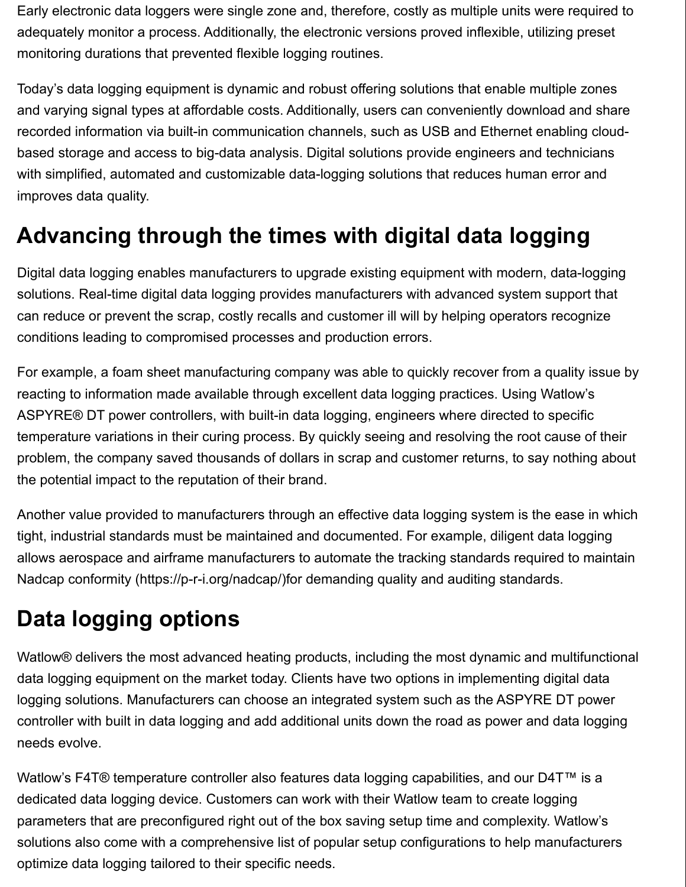Early electronic data loggers were single zone and, therefore, costly as multiple units were required to adequately monitor a process. Additionally, the electronic versions proved inflexible, utilizing preset monitoring durations that prevented flexible logging routines.

Today's data logging equipment is dynamic and robust offering solutions that enable multiple zones and varying signal types at affordable costs. Additionally, users can conveniently download and share recorded information via built-in communication channels, such as USB and Ethernet enabling cloud-based storage and access to big-data analysis. Digital solutions provide engineers and technicians with simplified, automated and customizable data-logging solutions that reduces human error and improves data quality.

## Advancing through the times with digital data logging

Digital data logging enables manufacturers to upgrade existing equipment with modern, data-logging solutions. Real-time digital data logging provides manufacturers with advanced system support that can reduce or prevent the scrap, costly recalls and customer ill will by helping operators recognize conditions leading to compromised processes and production errors.

For example, a foam sheet manufacturing company was able to quickly recover from a quality issue by reacting to information made available through excellent data logging practices. Using Watlow's ASPYRE® DT power controllers, with built-in data logging, engineers where directed to specific temperature variations in their curing process. By quickly seeing and resolving the root cause of their problem, the company saved thousands of dollars in scrap and customer returns, to say nothing about the potential impact to the reputation of their brand.

Another value provided to manufacturers through an effective data logging system is the ease in which tight, industrial standards must be maintained and documented. For example, diligent data logging allows aerospace and airframe manufacturers to automate the tracking standards required to maintain Nadcap conformity (https://p-r-i.org/nadcap/)for demanding quality and auditing standards.

## Data logging options

Watlow® delivers the most advanced heating products, including the most dynamic and multifunctional data logging equipment on the market today. Clients have two options in implementing digital data logging solutions. Manufacturers can choose an integrated system such as the ASPYRE DT power controller with built in data logging and add additional units down the road as power and data logging needs evolve.

Watlow's F4T® temperature controller also features data logging capabilities, and our D4T™ is a dedicated data logging device. Customers can work with their Watlow team to create logging parameters that are preconfigured right out of the box saving setup time and complexity. Watlow's solutions also come with a comprehensive list of popular setup configurations to help manufacturers optimize data logging tailored to their specific needs.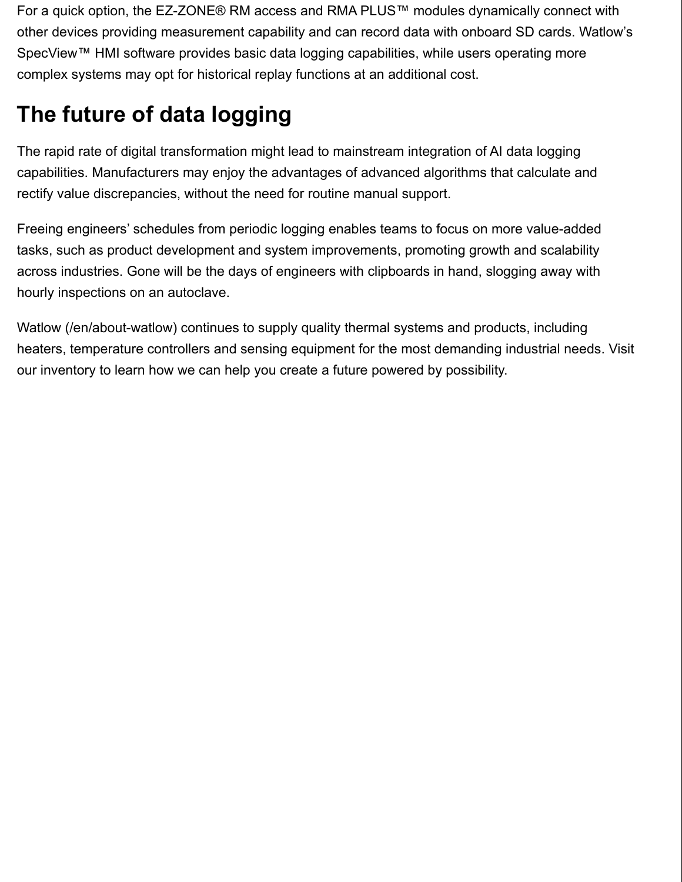For a quick option, the EZ-ZONE® RM access and RMA PLUS™ modules dynamically connect with other devices providing measurement capability and can record data with onboard SD cards. Watlow's SpecView™ HMI software provides basic data logging capabilities, while users operating more complex systems may opt for historical replay functions at an additional cost.

## The future of data logging

The rapid rate of digital transformation might lead to mainstream integration of AI data logging capabilities. Manufacturers may enjoy the advantages of advanced algorithms that calculate and rectify value discrepancies, without the need for routine manual support.

Freeing engineers' schedules from periodic logging enables teams to focus on more value-added tasks, such as product development and system improvements, promoting growth and scalability across industries. Gone will be the days of engineers with clipboards in hand, slogging away with hourly inspections on an autoclave.

Watlow (/en/about-watlow) continues to supply quality thermal systems and products, including heaters, temperature controllers and sensing equipment for the most demanding industrial needs. Visit our inventory to learn how we can help you create a future powered by possibility.